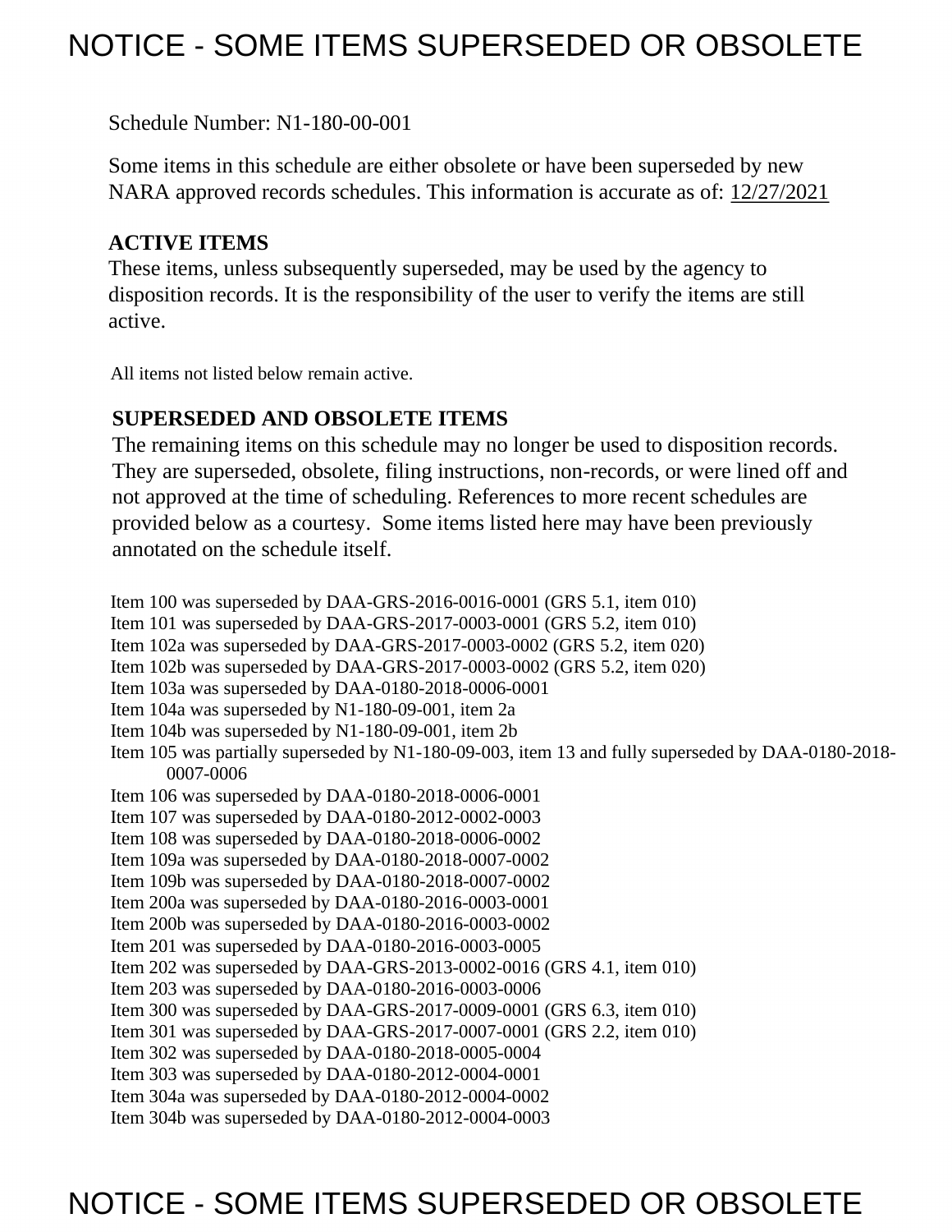# NOTICE - SOME ITEMS SUPERSEDED OR OBSOLETE

Schedule Number: N1-180-00-001

Some items in this schedule are either obsolete or have been superseded by new NARA approved records schedules. This information is accurate as of: 12/27/2021

**ACTIVE ITEMS**

These items, unless subsequently superseded, may be used by the agency to disposition records. It is the responsibility of the user to verify the items are still active.

All items not listed below remain active.

**SUPERSEDED AND OBSOLETE ITEMS**

The remaining items on this schedule may no longer be used to disposition records. They are superseded, obsolete, filing instructions, non-records, or were lined off and not approved at the time of scheduling. References to more recent schedules are provided below as a courtesy. Some items listed here may have been previously annotated on the schedule itself.

Item 100 was superseded by DAA-GRS-2016-0016-0001 (GRS 5.1, item 010)
Item 101 was superseded by DAA-GRS-2017-0003-0001 (GRS 5.2, item 010)
Item 102a was superseded by DAA-GRS-2017-0003-0002 (GRS 5.2, item 020)
Item 102b was superseded by DAA-GRS-2017-0003-0002 (GRS 5.2, item 020)
Item 103a was superseded by DAA-0180-2018-0006-0001
Item 104a was superseded by N1-180-09-001, item 2a
Item 104b was superseded by N1-180-09-001, item 2b
Item 105 was partially superseded by N1-180-09-003, item 13 and fully superseded by DAA-0180-2018-0007-0006
Item 106 was superseded by DAA-0180-2018-0006-0001
Item 107 was superseded by DAA-0180-2012-0002-0003
Item 108 was superseded by DAA-0180-2018-0006-0002
Item 109a was superseded by DAA-0180-2018-0007-0002
Item 109b was superseded by DAA-0180-2018-0007-0002
Item 200a was superseded by DAA-0180-2016-0003-0001
Item 200b was superseded by DAA-0180-2016-0003-0002
Item 201 was superseded by DAA-0180-2016-0003-0005
Item 202 was superseded by DAA-GRS-2013-0002-0016 (GRS 4.1, item 010)
Item 203 was superseded by DAA-0180-2016-0003-0006
Item 300 was superseded by DAA-GRS-2017-0009-0001 (GRS 6.3, item 010)
Item 301 was superseded by DAA-GRS-2017-0007-0001 (GRS 2.2, item 010)
Item 302 was superseded by DAA-0180-2018-0005-0004
Item 303 was superseded by DAA-0180-2012-0004-0001
Item 304a was superseded by DAA-0180-2012-0004-0002
Item 304b was superseded by DAA-0180-2012-0004-0003

# NOTICE - SOME ITEMS SUPERSEDED OR OBSOLETE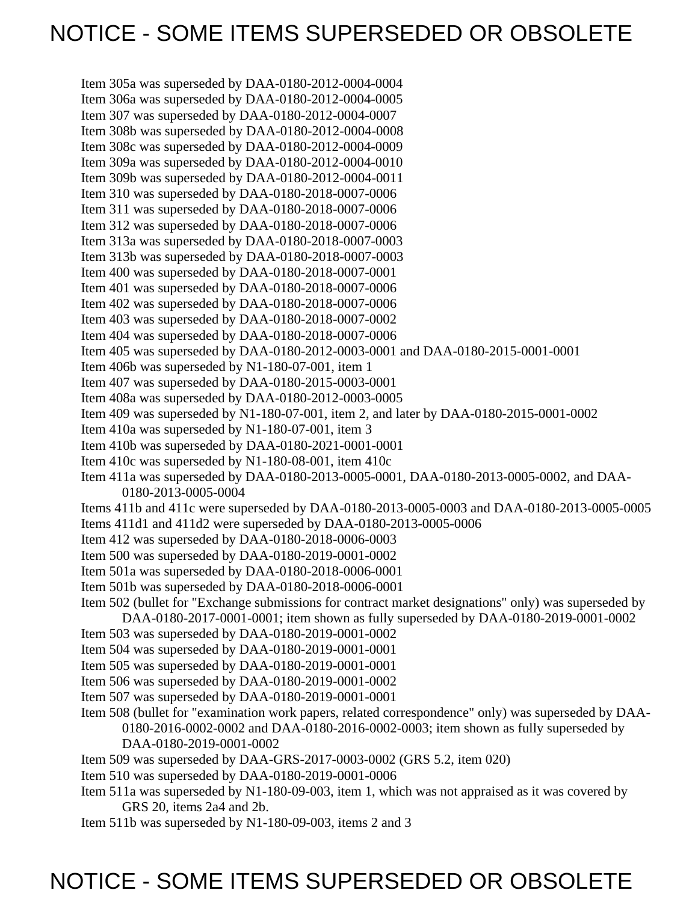# NOTICE - SOME ITEMS SUPERSEDED OR OBSOLETE

Item 305a was superseded by DAA-0180-2012-0004-0004
Item 306a was superseded by DAA-0180-2012-0004-0005
Item 307 was superseded by DAA-0180-2012-0004-0007
Item 308b was superseded by DAA-0180-2012-0004-0008
Item 308c was superseded by DAA-0180-2012-0004-0009
Item 309a was superseded by DAA-0180-2012-0004-0010
Item 309b was superseded by DAA-0180-2012-0004-0011
Item 310 was superseded by DAA-0180-2018-0007-0006
Item 311 was superseded by DAA-0180-2018-0007-0006
Item 312 was superseded by DAA-0180-2018-0007-0006
Item 313a was superseded by DAA-0180-2018-0007-0003
Item 313b was superseded by DAA-0180-2018-0007-0003
Item 400 was superseded by DAA-0180-2018-0007-0001
Item 401 was superseded by DAA-0180-2018-0007-0006
Item 402 was superseded by DAA-0180-2018-0007-0006
Item 403 was superseded by DAA-0180-2018-0007-0002
Item 404 was superseded by DAA-0180-2018-0007-0006
Item 405 was superseded by DAA-0180-2012-0003-0001 and DAA-0180-2015-0001-0001
Item 406b was superseded by N1-180-07-001, item 1
Item 407 was superseded by DAA-0180-2015-0003-0001
Item 408a was superseded by DAA-0180-2012-0003-0005
Item 409 was superseded by N1-180-07-001, item 2, and later by DAA-0180-2015-0001-0002
Item 410a was superseded by N1-180-07-001, item 3
Item 410b was superseded by DAA-0180-2021-0001-0001
Item 410c was superseded by N1-180-08-001, item 410c
Item 411a was superseded by DAA-0180-2013-0005-0001, DAA-0180-2013-0005-0002, and DAA-0180-2013-0005-0004
Items 411b and 411c were superseded by DAA-0180-2013-0005-0003 and DAA-0180-2013-0005-0005
Items 411d1 and 411d2 were superseded by DAA-0180-2013-0005-0006
Item 412 was superseded by DAA-0180-2018-0006-0003
Item 500 was superseded by DAA-0180-2019-0001-0002
Item 501a was superseded by DAA-0180-2018-0006-0001
Item 501b was superseded by DAA-0180-2018-0006-0001
Item 502 (bullet for "Exchange submissions for contract market designations" only) was superseded by DAA-0180-2017-0001-0001; item shown as fully superseded by DAA-0180-2019-0001-0002
Item 503 was superseded by DAA-0180-2019-0001-0002
Item 504 was superseded by DAA-0180-2019-0001-0001
Item 505 was superseded by DAA-0180-2019-0001-0001
Item 506 was superseded by DAA-0180-2019-0001-0002
Item 507 was superseded by DAA-0180-2019-0001-0001
Item 508 (bullet for "examination work papers, related correspondence" only) was superseded by DAA-0180-2016-0002-0002 and DAA-0180-2016-0002-0003; item shown as fully superseded by DAA-0180-2019-0001-0002
Item 509 was superseded by DAA-GRS-2017-0003-0002 (GRS 5.2, item 020)
Item 510 was superseded by DAA-0180-2019-0001-0006
Item 511a was superseded by N1-180-09-003, item 1, which was not appraised as it was covered by GRS 20, items 2a4 and 2b.
Item 511b was superseded by N1-180-09-003, items 2 and 3

# NOTICE - SOME ITEMS SUPERSEDED OR OBSOLETE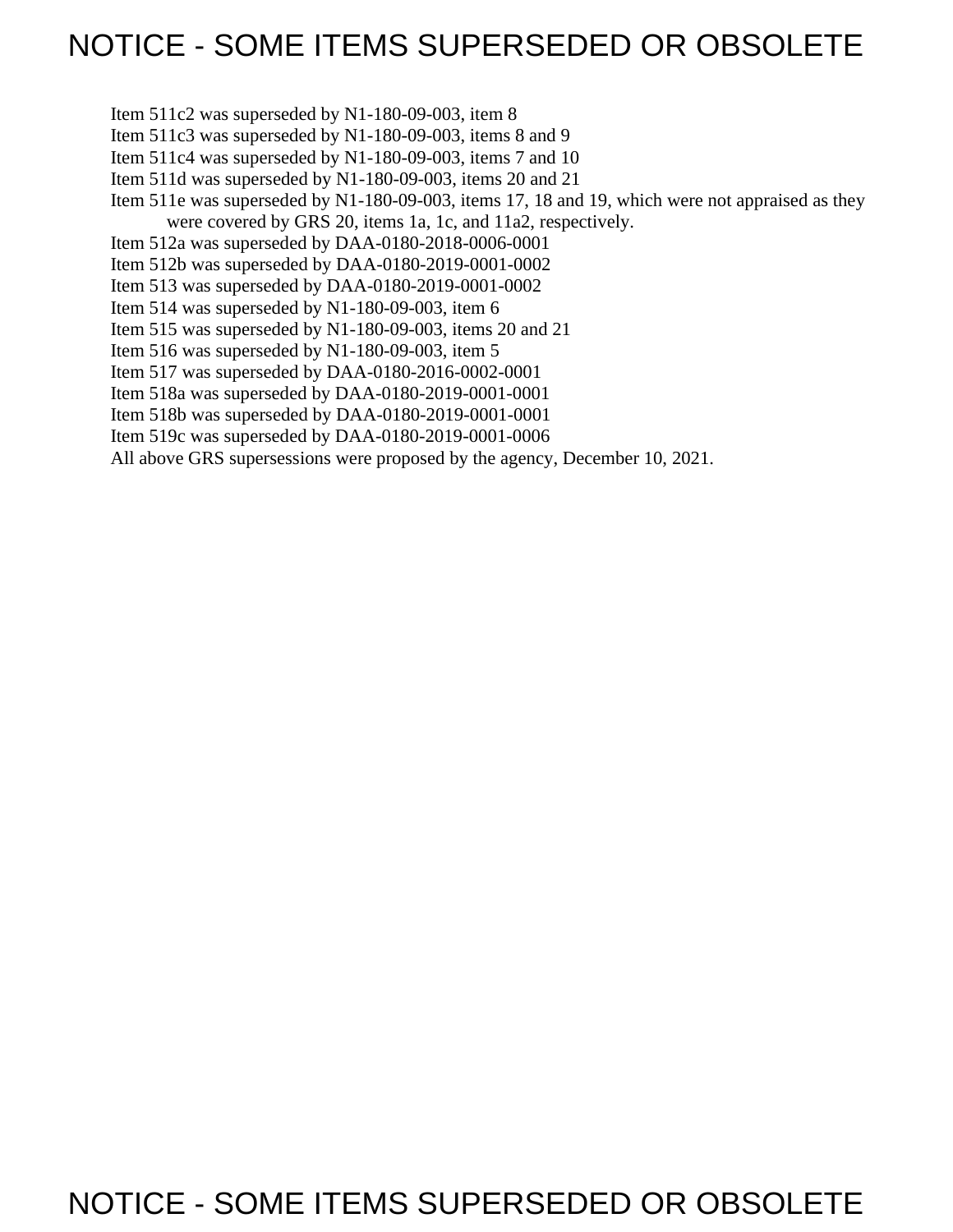# NOTICE - SOME ITEMS SUPERSEDED OR OBSOLETE

Item 511c2 was superseded by N1-180-09-003, item 8
Item 511c3 was superseded by N1-180-09-003, items 8 and 9
Item 511c4 was superseded by N1-180-09-003, items 7 and 10
Item 511d was superseded by N1-180-09-003, items 20 and 21
Item 511e was superseded by N1-180-09-003, items 17, 18 and 19, which were not appraised as they were covered by GRS 20, items 1a, 1c, and 11a2, respectively.
Item 512a was superseded by DAA-0180-2018-0006-0001
Item 512b was superseded by DAA-0180-2019-0001-0002
Item 513 was superseded by DAA-0180-2019-0001-0002
Item 514 was superseded by N1-180-09-003, item 6
Item 515 was superseded by N1-180-09-003, items 20 and 21
Item 516 was superseded by N1-180-09-003, item 5
Item 517 was superseded by DAA-0180-2016-0002-0001
Item 518a was superseded by DAA-0180-2019-0001-0001
Item 518b was superseded by DAA-0180-2019-0001-0001
Item 519c was superseded by DAA-0180-2019-0001-0006
All above GRS supersessions were proposed by the agency, December 10, 2021.

# NOTICE - SOME ITEMS SUPERSEDED OR OBSOLETE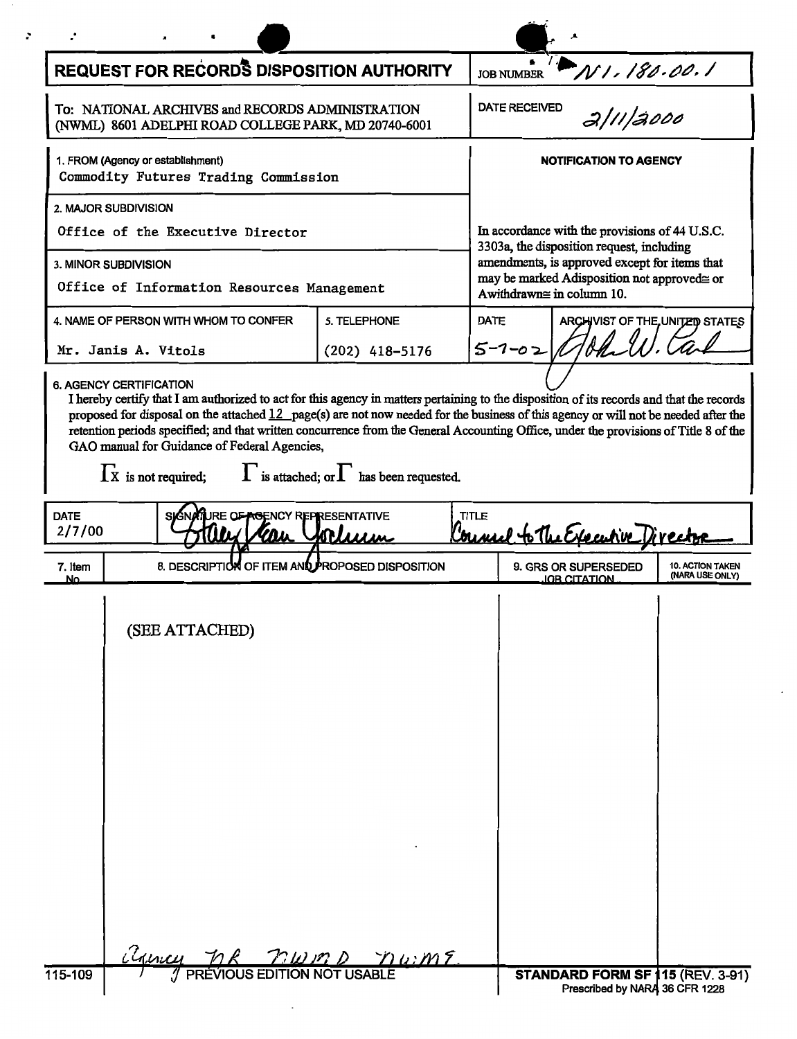# REQUEST FOR RECORDS DISPOSITION AUTHORITY

**JOB NUMBER** N1-180-00-1

**To:** NATIONAL ARCHIVES and RECORDS ADMINISTRATION (NWML) 8601 ADELPHI ROAD COLLEGE PARK, MD 20740-6001

**DATE RECEIVED** 2/11/2000

**1. FROM (Agency or establishment)**
Commodity Futures Trading Commission

**2. MAJOR SUBDIVISION**
Office of the Executive Director

**3. MINOR SUBDIVISION**
Office of Information Resources Management

**4. NAME OF PERSON WITH WHOM TO CONFER**
Mr. Janis A. Vitols

**5. TELEPHONE**
(202) 418-5176

**NOTIFICATION TO AGENCY**

In accordance with the provisions of 44 U.S.C. 3303a, the disposition request, including amendments, is approved except for items that may be marked Adisposition not approved≅ or Awithdrawn≅ in column 10.

| DATE | ARCHIVIST OF THE UNITED STATES |
|---|---|
| 5-7-02 | John W. Carl |

**6. AGENCY CERTIFICATION**

I hereby certify that I am authorized to act for this agency in matters pertaining to the disposition of its records and that the records proposed for disposal on the attached 12 page(s) are not now needed for the business of this agency or will not be needed after the retention periods specified; and that written concurrence from the General Accounting Office, under the provisions of Title 8 of the GAO manual for Guidance of Federal Agencies,

☒ is not required; ☐ is attached; or ☐ has been requested.

| DATE | SIGNATURE OF AGENCY REPRESENTATIVE | TITLE |
|---|---|---|
| 2/7/00 | Stacy Yean Yochum | Counsel to the Executive Director |

| 7. Item No. | 8. DESCRIPTION OF ITEM AND PROPOSED DISPOSITION | 9. GRS OR SUPERSEDED JOB CITATION | 10. ACTION TAKEN (NARA USE ONLY) |
|---|---|---|---|
| | (SEE ATTACHED) | | |

Agency, NR, NWMD, NWME

115-109 PREVIOUS EDITION NOT USABLE

**STANDARD FORM SF 115 (REV. 3-91)**
Prescribed by NARA 36 CFR 1228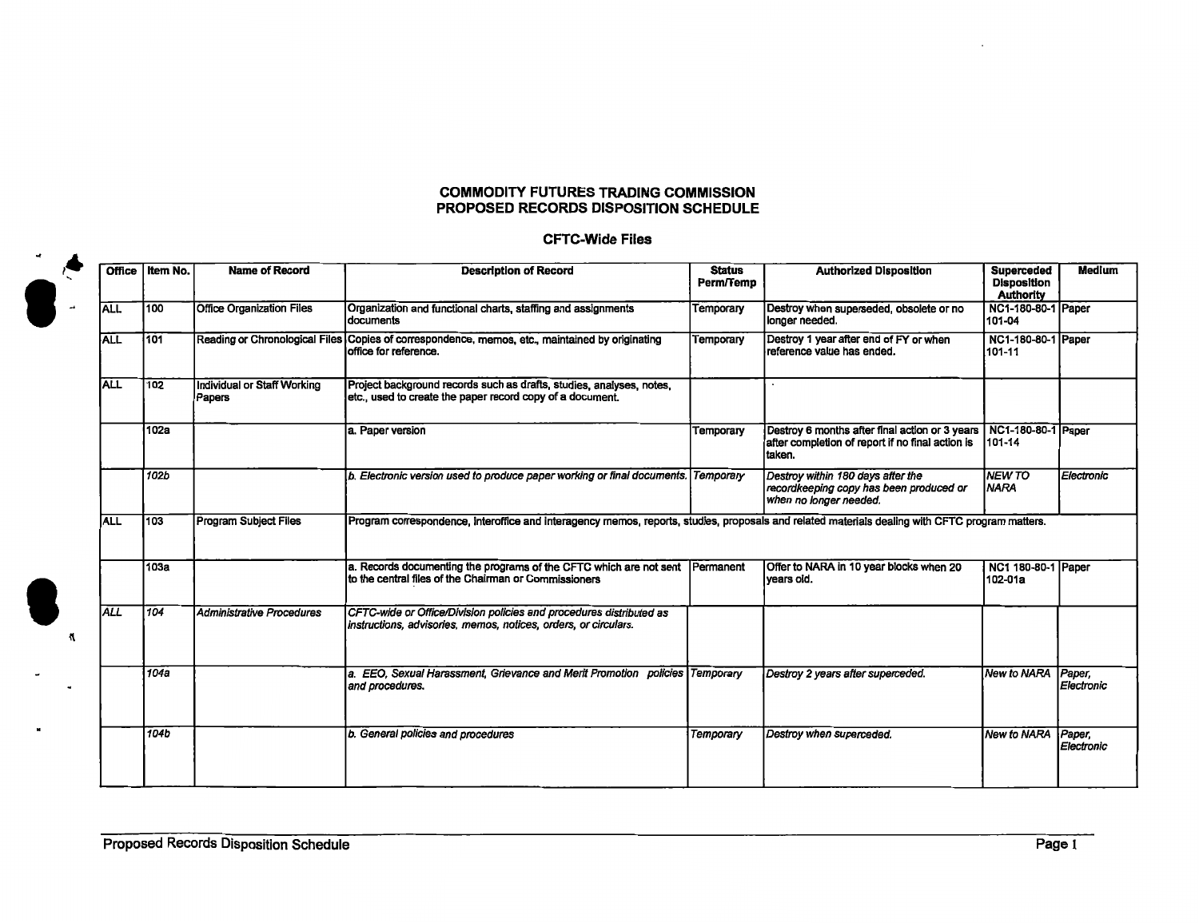**COMMODITY FUTURES TRADING COMMISSION**
**PROPOSED RECORDS DISPOSITION SCHEDULE**

**CFTC-Wide Files**

| Office | Item No. | Name of Record | Description of Record | Status Perm/Temp | Authorized Disposition | Superceded Disposition Authority | Medium |
|---|---|---|---|---|---|---|---|
| ALL | 100 | Office Organization Files | Organization and functional charts, staffing and assignments documents | Temporary | Destroy when superseded, obsolete or no longer needed. | NC1-180-80-1 101-04 | Paper |
| ALL | 101 | Reading or Chronological Files | Copies of correspondence, memos, etc., maintained by originating office for reference. | Temporary | Destroy 1 year after end of FY or when reference value has ended. | NC1-180-80-1 101-11 | Paper |
| ALL | 102 | Individual or Staff Working Papers | Project background records such as drafts, studies, analyses, notes, etc., used to create the paper record copy of a document. | | | | |
| | 102a | | a. Paper version | Temporary | Destroy 6 months after final action or 3 years after completion of report if no final action is taken. | NC1-180-80-1 101-14 | Paper |
| | *102b* | | *b. Electronic version used to produce paper working or final documents.* | *Temporary* | *Destroy within 180 days after the recordkeeping copy has been produced or when no longer needed.* | *NEW TO NARA* | *Electronic* |
| ALL | 103 | Program Subject Files | Program correspondence, interoffice and interagency memos, reports, studies, proposals and related materials dealing with CFTC program matters. | | | | |
| | 103a | | a. Records documenting the programs of the CFTC which are not sent to the central files of the Chairman or Commissioners | Permanent | Offer to NARA in 10 year blocks when 20 years old. | NC1 180-80-1 102-01a | Paper |
| *ALL* | *104* | *Administrative Procedures* | *CFTC-wide or Office/Division policies and procedures distributed as instructions, advisories, memos, notices, orders, or circulars.* | | | | |
| | *104a* | | *a. EEO, Sexual Harassment, Grievance and Merit Promotion policies and procedures.* | *Temporary* | *Destroy 2 years after superceded.* | *New to NARA* | *Paper, Electronic* |
| | *104b* | | *b. General policies and procedures* | *Temporary* | *Destroy when superceded.* | *New to NARA* | *Paper, Electronic* |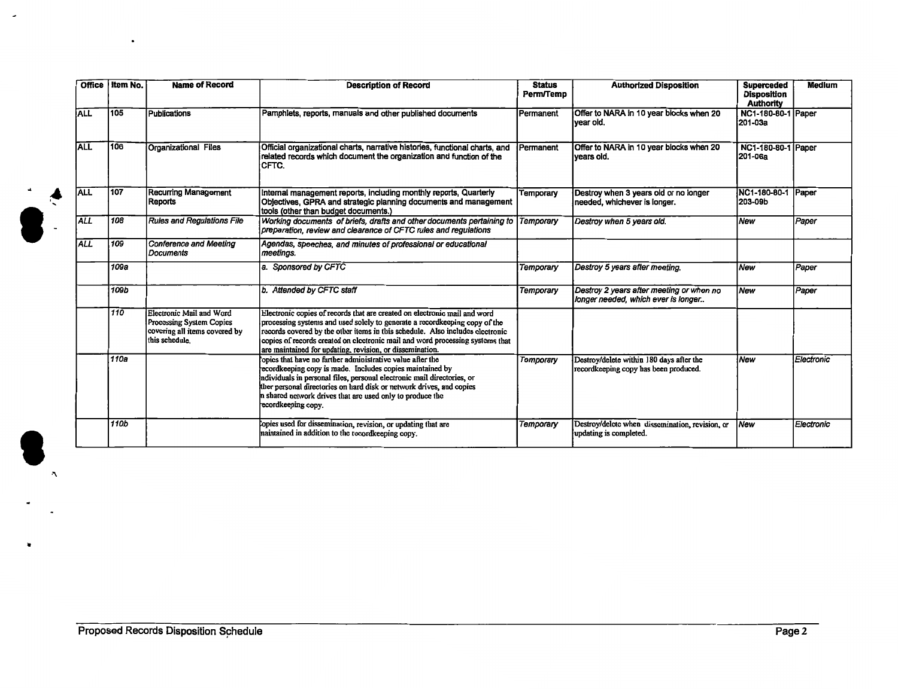| Office | Item No. | Name of Record | Description of Record | Status Perm/Temp | Authorized Disposition | Superceded Disposition Authority | Medium |
|---|---|---|---|---|---|---|---|
| ALL | 105 | Publications | Pamphlets, reports, manuals and other published documents | Permanent | Offer to NARA in 10 year blocks when 20 year old. | NC1-180-80-1 201-03a | Paper |
| ALL | 106 | Organizational Files | Official organizational charts, narrative histories, functional charts, and related records which document the organization and function of the CFTC. | Permanent | Offer to NARA in 10 year blocks when 20 years old. | NC1-180-80-1 201-06a | Paper |
| ALL | 107 | Recurring Management Reports | Internal management reports, including monthly reports, Quarterly Objectives, GPRA and strategic planning documents and management tools (other than budget documents.) | Temporary | Destroy when 3 years old or no longer needed, whichever is longer. | NC1-180-80-1 203-09b | Paper |
| *ALL* | *108* | *Rules and Regulations File* | *Working documents of briefs, drafts and other documents pertaining to preparation, review and clearance of CFTC rules and regulations* | *Temporary* | *Destroy when 5 years old.* | *New* | *Paper* |
| *ALL* | *109* | *Conference and Meeting Documents* | *Agendas, speeches, and minutes of professional or educational meetings.* | | | | |
| | *109a* | | *a. Sponsored by CFTC* | *Temporary* | *Destroy 5 years after meeting.* | *New* | *Paper* |
| | *109b* | | *b. Attended by CFTC staff* | *Temporary* | *Destroy 2 years after meeting or when no longer needed, which ever is longer..* | *New* | *Paper* |
| | *110* | Electronic Mail and Word Processing System Copies covering all items covered by this schedule. | Electronic copies of records that are created on electronic mail and word processing systems and used solely to generate a recordkeeping copy of the records covered by the other items in this schedule. Also includes electronic copies of records created on electronic mail and word processing systems that are maintained for updating, revision, or dissemination. | | | | |
| | *110a* | | Copies that have no further administrative value after the recordkeeping copy is made. Includes copies maintained by individuals in personal files, personal electronic mail directories, or other personal directories on hard disk or network drives, and copies on shared network drives that are used only to produce the recordkeeping copy. | *Temporary* | Destroy/delete within 180 days after the recordkeeping copy has been produced. | *New* | *Electronic* |
| | *110b* | | Copies used for dissemination, revision, or updating that are maintained in addition to the recordkeeping copy. | *Temporary* | Destroy/delete when dissemination, revision, or updating is completed. | *New* | *Electronic* |

Proposed Records Disposition Schedule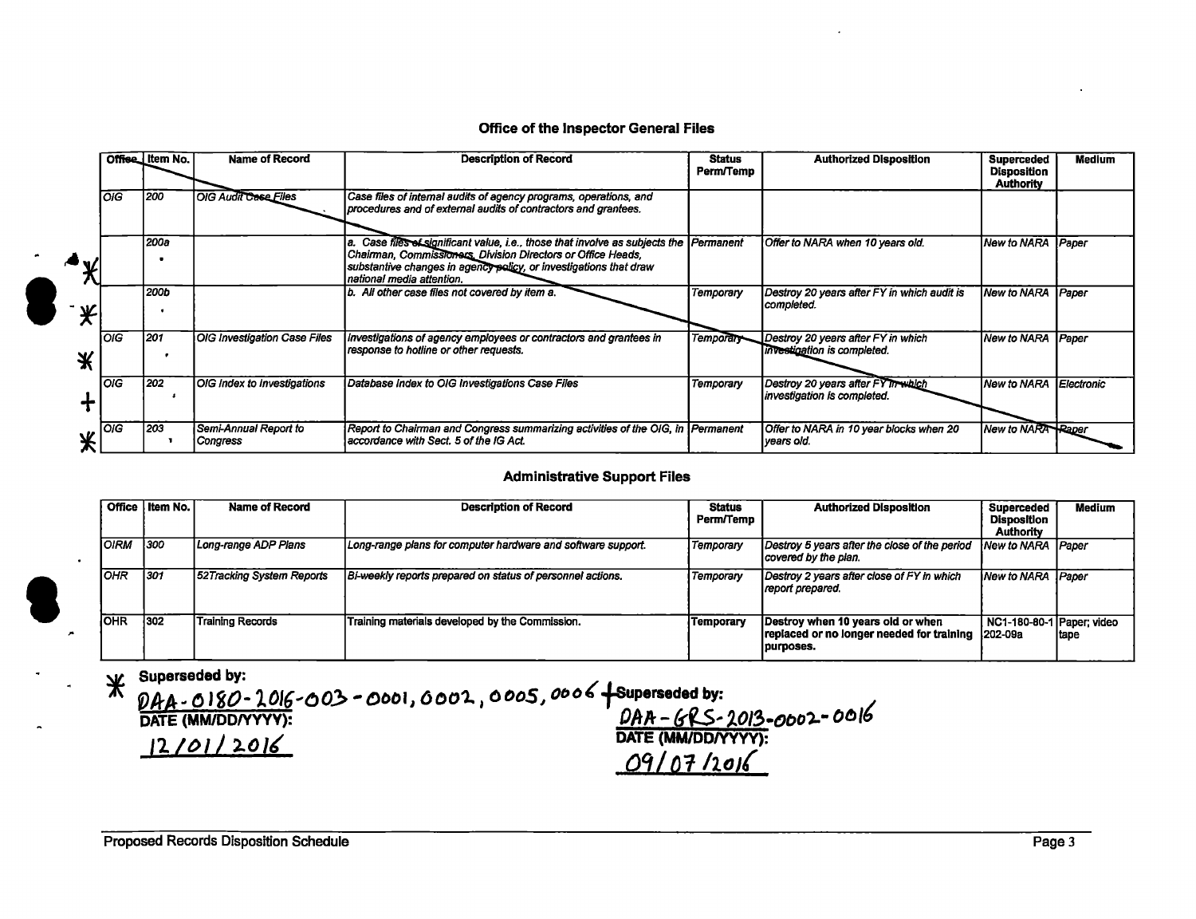## Office of the Inspector General Files

| Office | Item No. | Name of Record | Description of Record | Status Perm/Temp | Authorized Disposition | Superceded Disposition Authority | Medium |
|---|---|---|---|---|---|---|---|
| OIG | 200 | OIG Audit Case Files | Case files of internal audits of agency programs, operations, and procedures and of external audits of contractors and grantees. | | | | |
| | 200a | | a. Case files of significant value, i.e., those that involve as subjects the Chairman, Commissioners, Division Directors or Office Heads, substantive changes in agency policy, or investigations that draw national media attention. | Permanent | Offer to NARA when 10 years old. | New to NARA | Paper |
| | 200b | | b. All other case files not covered by item a. | Temporary | Destroy 20 years after FY in which audit is completed. | New to NARA | Paper |
| OIG | 201 | OIG Investigation Case Files | Investigations of agency employees or contractors and grantees in response to hotline or other requests. | Temporary | Destroy 20 years after FY in which investigation is completed. | New to NARA | Paper |
| OIG | 202 | OIG Index to Investigations | Database Index to OIG Investigations Case Files | Temporary | Destroy 20 years after FY in which investigation is completed. | New to NARA | Electronic |
| OIG | 203 | Semi-Annual Report to Congress | Report to Chairman and Congress summarizing activities of the OIG, in accordance with Sect. 5 of the IG Act. | Permanent | Offer to NARA in 10 year blocks when 20 years old. | New to NARA | Paper |

## Administrative Support Files

| Office | Item No. | Name of Record | Description of Record | Status Perm/Temp | Authorized Disposition | Superceded Disposition Authority | Medium |
|---|---|---|---|---|---|---|---|
| OIRM | 300 | Long-range ADP Plans | Long-range plans for computer hardware and software support. | Temporary | Destroy 5 years after the close of the period covered by the plan. | New to NARA | Paper |
| OHR | 301 | 52Tracking System Reports | Bi-weekly reports prepared on status of personnel actions. | Temporary | Destroy 2 years after close of FY in which report prepared. | New to NARA | Paper |
| OHR | 302 | Training Records | Training materials developed by the Commission. | Temporary | Destroy when 10 years old or when replaced or no longer needed for training purposes. | NC1-180-80-1 202-09a | Paper; video tape |

*Superseded by: DAA-0180-2016-003-0001, 0002, 0005, 0006
DATE (MM/DD/YYYY): 12/01/2016

+Superseded by: DAA-GRS-2013-0002-0016
DATE (MM/DD/YYYY): 09/07/2016

Proposed Records Disposition Schedule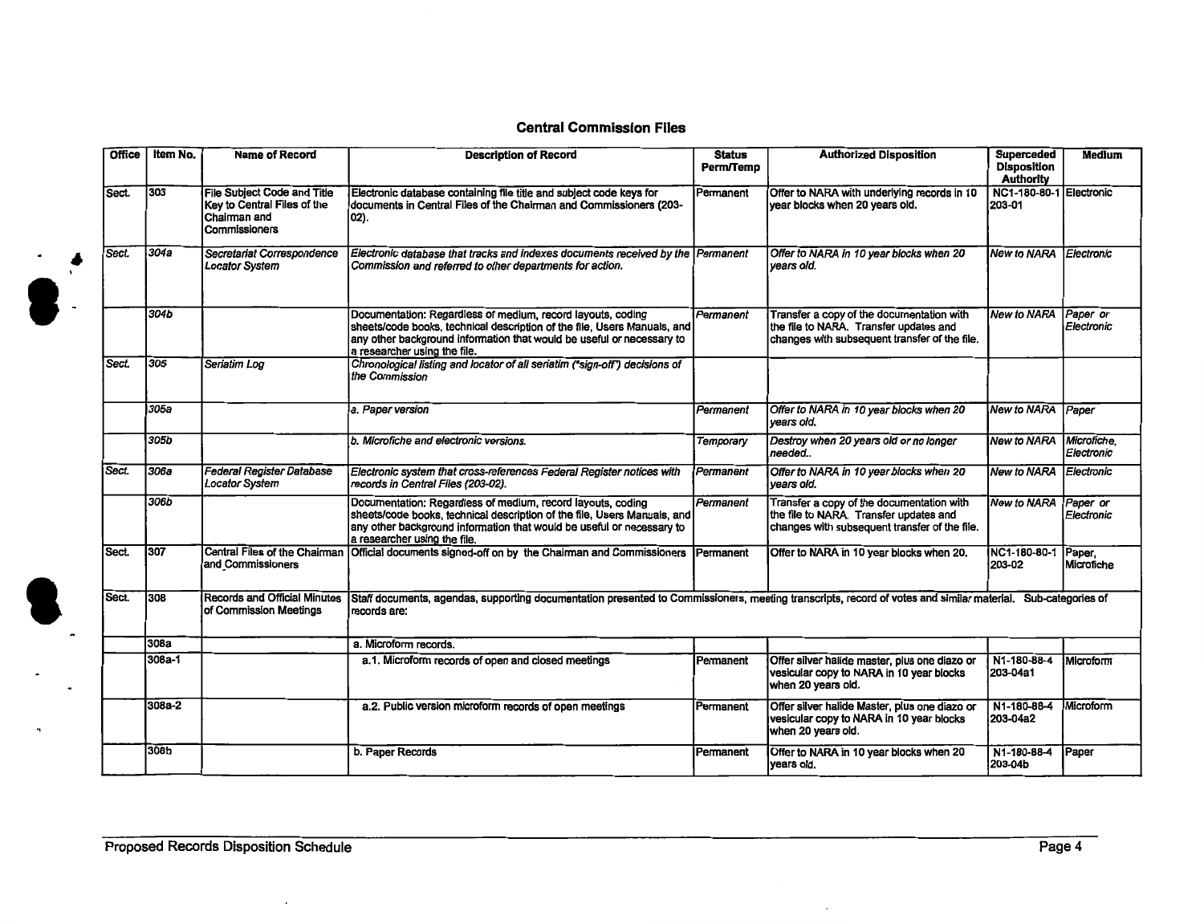## Central Commission Files

| Office | Item No. | Name of Record | Description of Record | Status Perm/Temp | Authorized Disposition | Superceded Disposition Authority | Medium |
|---|---|---|---|---|---|---|---|
| Sect. | 303 | File Subject Code and Title Key to Central Files of the Chairman and Commissioners | Electronic database containing file title and subject code keys for documents in Central Files of the Chairman and Commissioners (203-02). | Permanent | Offer to NARA with underlying records in 10 year blocks when 20 years old. | NC1-180-80-1 203-01 | Electronic |
| Sect. | 304a | *Secretariat Correspondence Locator System* | *Electronic database that tracks and indexes documents received by the Commission and referred to other departments for action.* | *Permanent* | *Offer to NARA in 10 year blocks when 20 years old.* | *New to NARA* | *Electronic* |
| | *304b* | | Documentation: Regardless of medium, record layouts, coding sheets/code books, technical description of the file, Users Manuals, and any other background information that would be useful or necessary to a researcher using the file. | *Permanent* | Transfer a copy of the documentation with the file to NARA. Transfer updates and changes with subsequent transfer of the file. | *New to NARA* | *Paper or Electronic* |
| Sect. | *305* | *Seriatim Log* | *Chronological listing and locator of all seriatim ("sign-off") decisions of the Commission* | | | | |
| | *305a* | | *a. Paper version* | *Permanent* | *Offer to NARA in 10 year blocks when 20 years old.* | *New to NARA* | *Paper* |
| | *305b* | | *b. Microfiche and electronic versions.* | *Temporary* | *Destroy when 20 years old or no longer needed..* | *New to NARA* | *Microfiche, Electronic* |
| Sect. | *306a* | *Federal Register Database Locator System* | *Electronic system that cross-references Federal Register notices with records in Central Files (203-02).* | *Permanent* | *Offer to NARA in 10 year blocks when 20 years old.* | *New to NARA* | *Electronic* |
| | *306b* | | Documentation: Regardless of medium, record layouts, coding sheets/code books, technical description of the file, Users Manuals, and any other background information that would be useful or necessary to a researcher using the file. | *Permanent* | Transfer a copy of the documentation with the file to NARA. Transfer updates and changes with subsequent transfer of the file. | *New to NARA* | *Paper or Electronic* |
| Sect. | 307 | Central Files of the Chairman and Commissioners | Official documents signed-off on by the Chairman and Commissioners | Permanent | Offer to NARA in 10 year blocks when 20. | NC1-180-80-1 203-02 | Paper, Microfiche |
| Sect. | 308 | Records and Official Minutes of Commission Meetings | Staff documents, agendas, supporting documentation presented to Commissioners, meeting transcripts, record of votes and similar material. Sub-categories of records are: | | | | |
| | 308a | | a. Microform records. | | | | |
| | 308a-1 | | a.1. Microform records of open and closed meetings | Permanent | Offer silver halide master, plus one diazo or vesicular copy to NARA in 10 year blocks when 20 years old. | N1-180-88-4 203-04a1 | Microform |
| | 308a-2 | | a.2. Public version microform records of open meetings | Permanent | Offer silver halide Master, plus one diazo or vesicular copy to NARA in 10 year blocks when 20 years old. | N1-180-88-4 203-04a2 | Microform |
| | 308b | | b. Paper Records | Permanent | Offer to NARA in 10 year blocks when 20 years old. | N1-180-88-4 203-04b | Paper |

Proposed Records Disposition Schedule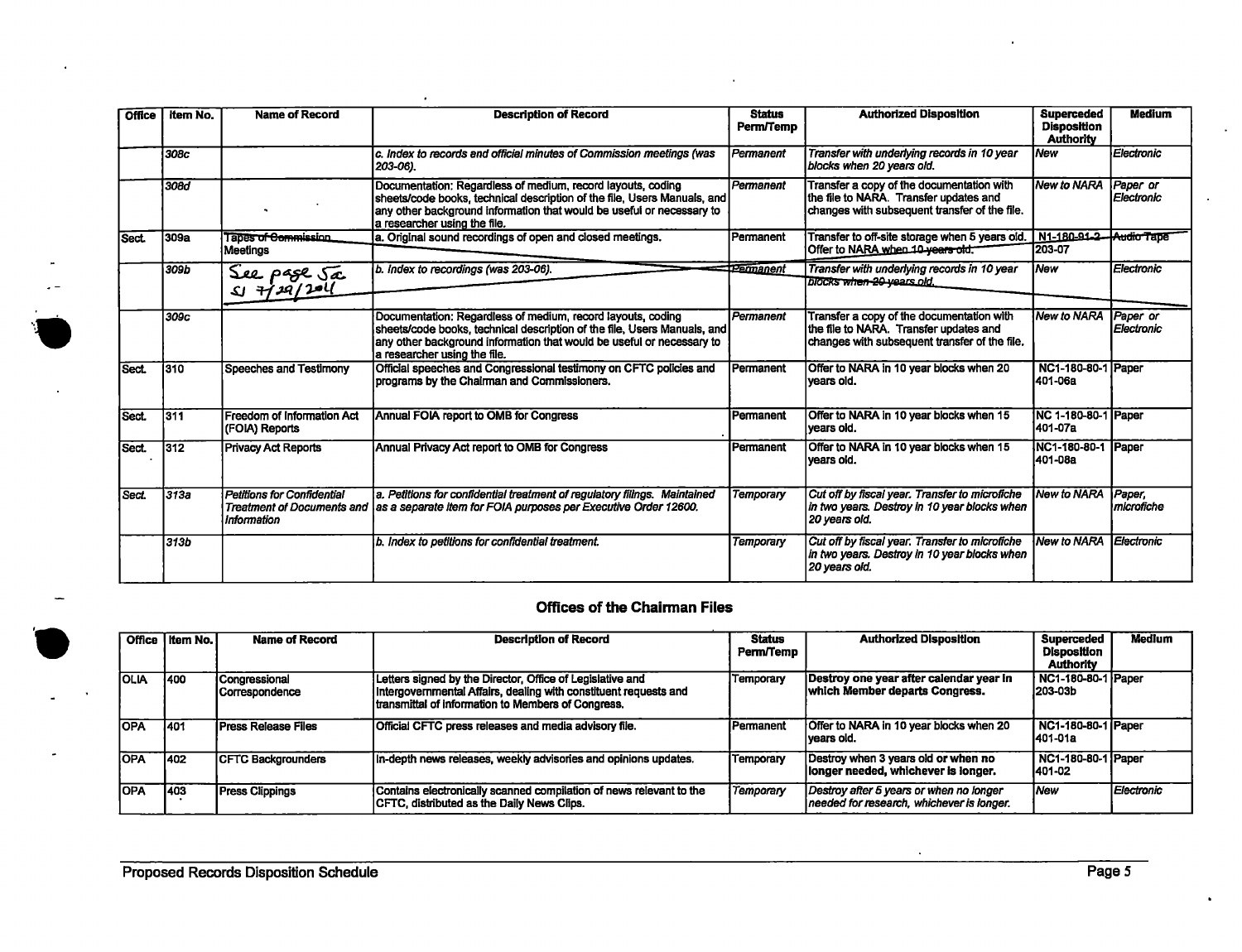| Office | Item No. | Name of Record | Description of Record | Status Perm/Temp | Authorized Disposition | Superceded Disposition Authority | Medium |
|---|---|---|---|---|---|---|---|
| | *308c* | | *c. Index to records and official minutes of Commission meetings (was 203-06).* | *Permanent* | *Transfer with underlying records in 10 year blocks when 20 years old.* | *New* | *Electronic* |
| | *308d* | | Documentation: Regardless of medium, record layouts, coding sheets/code books, technical description of the file, Users Manuals, and any other background information that would be useful or necessary to a researcher using the file. | *Permanent* | Transfer a copy of the documentation with the file to NARA. Transfer updates and changes with subsequent transfer of the file. | *New to NARA* | *Paper or Electronic* |
| Sect. | 309a | ~~Tapes of Commission~~ Meetings | a. Original sound recordings of open and closed meetings. | Permanent | Transfer to off-site storage when 5 years old. Offer to NARA ~~when 10 years old.~~ | ~~N1-180-91-2~~ 203-07 | ~~Audio Tape~~ |
| | *309b* | See page 5a SJ 7/29/2011 | *b. Index to recordings (was 203-06).* | ~~*Permanent*~~ | *Transfer with underlying records in 10 year* ~~*blocks when 20 years old.*~~ | *New* | *Electronic* |
| | *309c* | | Documentation: Regardless of medium, record layouts, coding sheets/code books, technical description of the file, Users Manuals, and any other background information that would be useful or necessary to a researcher using the file. | *Permanent* | Transfer a copy of the documentation with the file to NARA. Transfer updates and changes with subsequent transfer of the file. | *New to NARA* | *Paper or Electronic* |
| Sect. | 310 | Speeches and Testimony | Official speeches and Congressional testimony on CFTC policies and programs by the Chairman and Commissioners. | Permanent | Offer to NARA in 10 year blocks when 20 years old. | NC1-180-80-1 401-06a | Paper |
| Sect. | 311 | Freedom of Information Act (FOIA) Reports | Annual FOIA report to OMB for Congress | Permanent | Offer to NARA in 10 year blocks when 15 years old. | NC 1-180-80-1 401-07a | Paper |
| Sect. | 312 | Privacy Act Reports | Annual Privacy Act report to OMB for Congress | Permanent | Offer to NARA in 10 year blocks when 15 years old. | NC1-180-80-1 401-08a | Paper |
| Sect. | *313a* | *Petitions for Confidential Treatment of Documents and Information* | *a. Petitions for confidential treatment of regulatory filings. Maintained as a separate item for FOIA purposes per Executive Order 12600.* | *Temporary* | *Cut off by fiscal year. Transfer to microfiche in two years. Destroy in 10 year blocks when 20 years old.* | *New to NARA* | *Paper, microfiche* |
| | *313b* | | *b. Index to petitions for confidential treatment.* | *Temporary* | *Cut off by fiscal year. Transfer to microfiche in two years. Destroy in 10 year blocks when 20 years old.* | *New to NARA* | *Electronic* |

## Offices of the Chairman Files

| Office | Item No. | Name of Record | Description of Record | Status Perm/Temp | Authorized Disposition | Superceded Disposition Authority | Medium |
|---|---|---|---|---|---|---|---|
| OLIA | 400 | Congressional Correspondence | Letters signed by the Director, Office of Legislative and Intergovernmental Affairs, dealing with constituent requests and transmittal of information to Members of Congress. | Temporary | **Destroy one year after calendar year in which Member departs Congress.** | NC1-180-80-1 203-03b | Paper |
| OPA | 401 | Press Release Files | Official CFTC press releases and media advisory file. | Permanent | Offer to NARA in 10 year blocks when 20 years old. | NC1-180-80-1 401-01a | Paper |
| OPA | 402 | CFTC Backgrounders | In-depth news releases, weekly advisories and opinions updates. | Temporary | **Destroy when 3 years old or when no longer needed, whichever is longer.** | NC1-180-80-1 401-02 | Paper |
| OPA | 403 | Press Clippings | Contains electronically scanned compilation of news relevant to the CFTC, distributed as the Daily News Clips. | *Temporary* | *Destroy after 5 years or when no longer needed for research, whichever is longer.* | *New* | *Electronic* |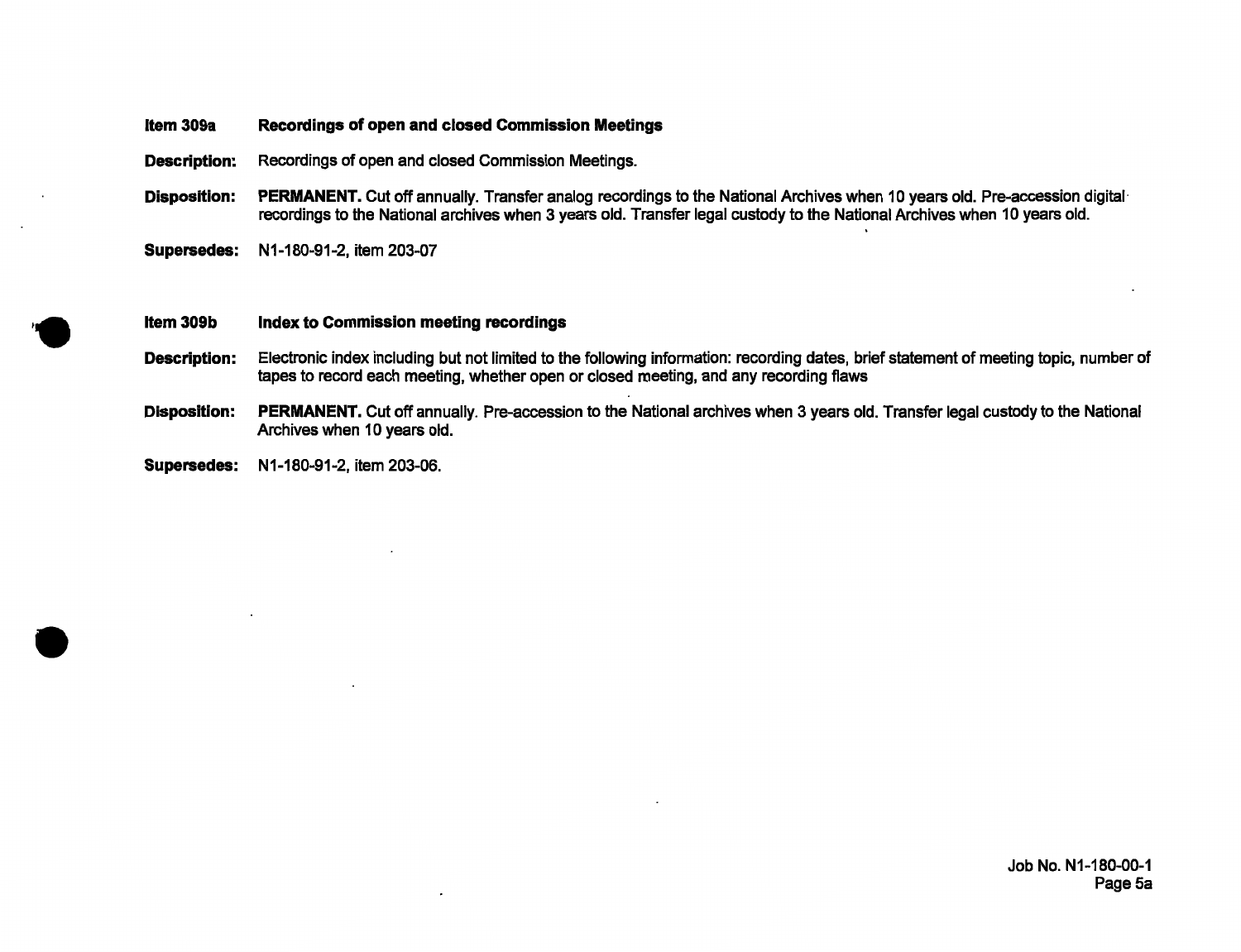**Item 309a** **Recordings of open and closed Commission Meetings**

**Description:** Recordings of open and closed Commission Meetings.

**Disposition:** **PERMANENT.** Cut off annually. Transfer analog recordings to the National Archives when 10 years old. Pre-accession digital recordings to the National archives when 3 years old. Transfer legal custody to the National Archives when 10 years old.

**Supersedes:** N1-180-91-2, item 203-07

**Item 309b** **Index to Commission meeting recordings**

**Description:** Electronic index including but not limited to the following information: recording dates, brief statement of meeting topic, number of tapes to record each meeting, whether open or closed meeting, and any recording flaws

**Disposition:** **PERMANENT.** Cut off annually. Pre-accession to the National archives when 3 years old. Transfer legal custody to the National Archives when 10 years old.

**Supersedes:** N1-180-91-2, item 203-06.

Job No. N1-180-00-1
Page 5a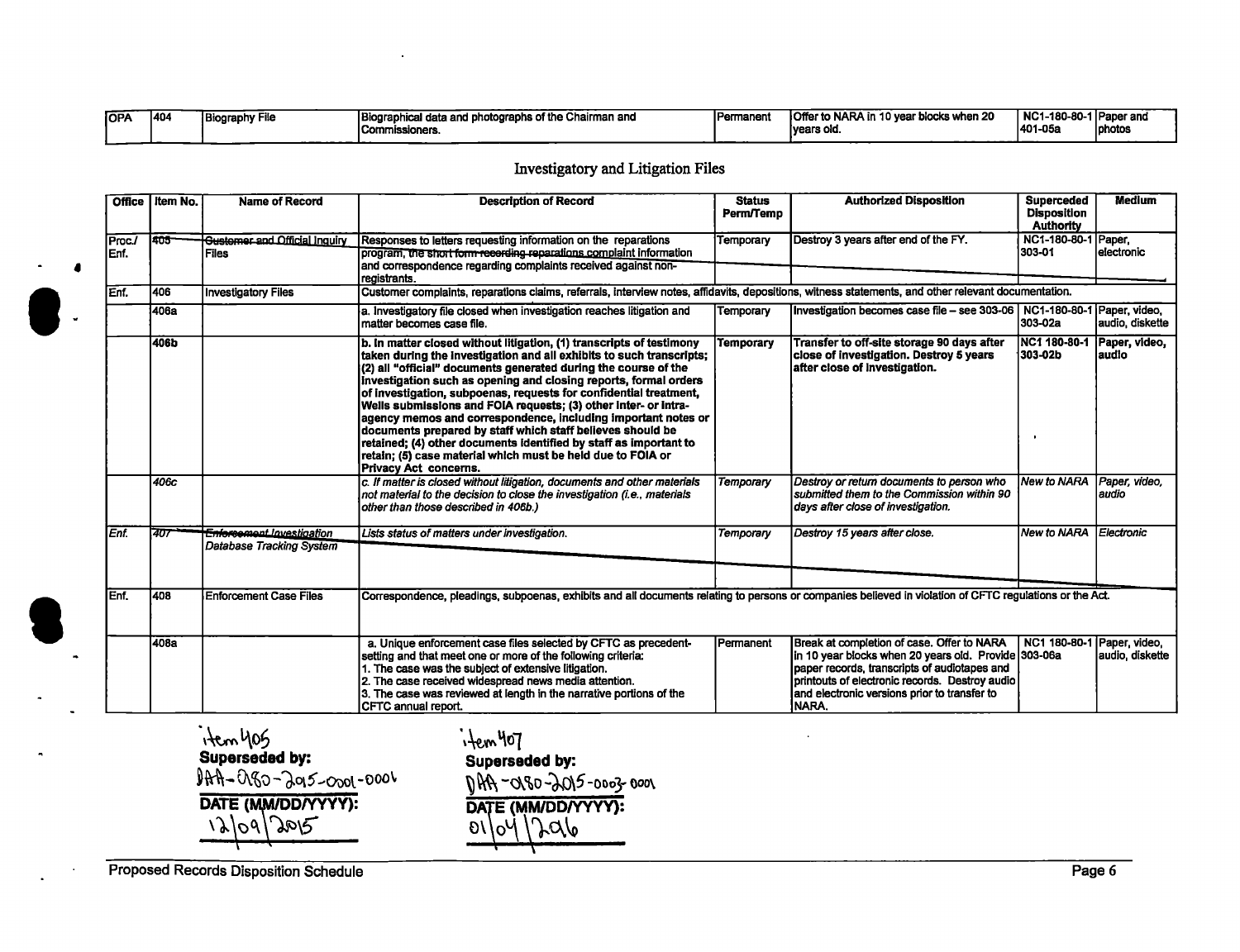| OPA | 404 | Biography File | Biographical data and photographs of the Chairman and Commissioners. | Permanent | Offer to NARA in 10 year blocks when 20 years old. | NC1-180-80-1 401-05a | Paper and photos |
|---|---|---|---|---|---|---|---|

## Investigatory and Litigation Files

| Office | Item No. | Name of Record | Description of Record | Status Perm/Temp | Authorized Disposition | Superceded Disposition Authority | Medium |
|---|---|---|---|---|---|---|---|
| Proc./ Enf. | ~~405~~ | ~~Customer and Official Inquiry~~ Files | Responses to letters requesting information on the reparations program, ~~the short form recording reparations complaint~~ information and correspondence regarding complaints received against non-registrants. | Temporary | Destroy 3 years after end of the FY. | NC1-180-80-1 303-01 | Paper, electronic |
| Enf. | 406 | Investigatory Files | Customer complaints, reparations claims, referrals, interview notes, affidavits, depositions, witness statements, and other relevant documentation. | | | | |
| | 406a | | a. Investigatory file closed when investigation reaches litigation and matter becomes case file. | Temporary | Investigation becomes case file – see 303-06 | NC1-180-80-1 303-02a | Paper, video, audio, diskette |
| | 406b | | **b. In matter closed without litigation, (1) transcripts of testimony taken during the investigation and all exhibits to such transcripts; (2) all "official" documents generated during the course of the investigation such as opening and closing reports, formal orders of investigation, subpoenas, requests for confidential treatment, Wells submissions and FOIA requests; (3) other inter- or intra-agency memos and correspondence, including important notes or documents prepared by staff which staff believes should be retained; (4) other documents identified by staff as important to retain; (5) case material which must be held due to FOIA or Privacy Act concerns.** | **Temporary** | **Transfer to off-site storage 90 days after close of investigation. Destroy 5 years after close of investigation.** | **NC1 180-80-1 303-02b** | **Paper, video, audio** |
| | *406c* | | *c. If matter is closed without litigation, documents and other materials not material to the decision to close the investigation (i.e., materials other than those described in 406b.)* | *Temporary* | *Destroy or return documents to person who submitted them to the Commission within 90 days after close of investigation.* | *New to NARA* | *Paper, video, audio* |
| *Enf.* | ~~*407*~~ | ~~*Enforcement Investigation*~~ *Database Tracking System* | *Lists status of matters under investigation.* | *Temporary* | *Destroy 15 years after close.* | *New to NARA* | *Electronic* |
| Enf. | 408 | Enforcement Case Files | Correspondence, pleadings, subpoenas, exhibits and all documents relating to persons or companies believed in violation of CFTC regulations or the Act. | | | | |
| | 408a | | a. Unique enforcement case files selected by CFTC as precedent-setting and that meet one or more of the following criteria:<br>1. The case was the subject of extensive litigation.<br>2. The case received widespread news media attention.<br>3. The case was reviewed at length in the narrative portions of the CFTC annual report. | Permanent | Break at completion of case. Offer to NARA in 10 year blocks when 20 years old. Provide paper records, transcripts of audiotapes and printouts of electronic records. Destroy audio and electronic versions prior to transfer to NARA. | NC1 180-80-1 303-06a | Paper, video, audio, diskette |

item 405
**Superseded by:** DAA-0180-2015-0001-0006
**DATE (MM/DD/YYYY):** 12/09/2015

item 407
**Superseded by:** DAA-0180-2015-0003-0001
**DATE (MM/DD/YYYY):** 01/04/2016

Proposed Records Disposition Schedule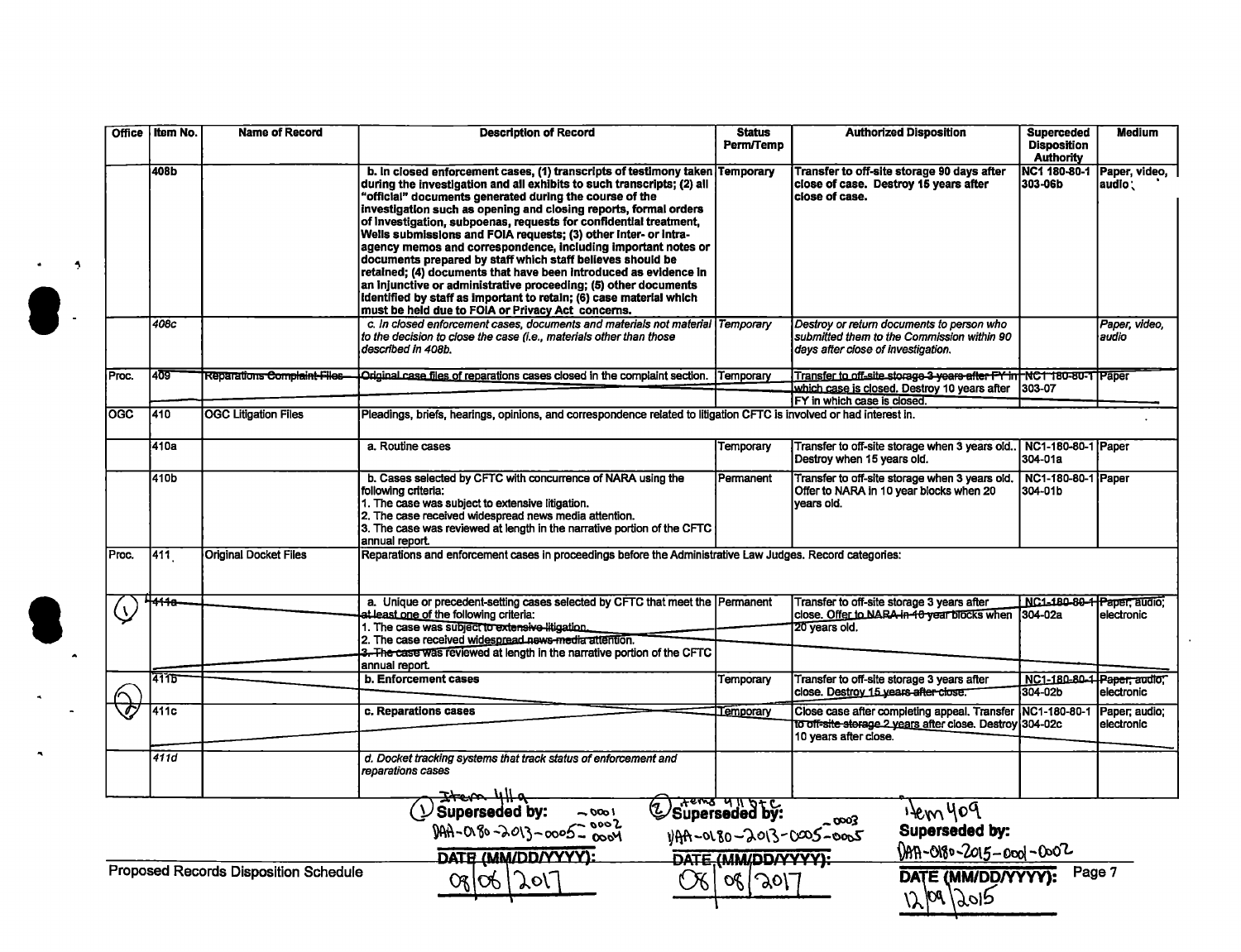| Office | Item No. | Name of Record | Description of Record | Status Perm/Temp | Authorized Disposition | Superceded Disposition Authority | Medium |
|---|---|---|---|---|---|---|---|
| | 408b | | **b. In closed enforcement cases, (1) transcripts of testimony taken during the investigation and all exhibits to such transcripts; (2) all "official" documents generated during the course of the investigation such as opening and closing reports, formal orders of investigation, subpoenas, requests for confidential treatment, Wells submissions and FOIA requests; (3) other inter- or intra-agency memos and correspondence, including important notes or documents prepared by staff which staff believes should be retained; (4) documents that have been introduced as evidence in an injunctive or administrative proceeding; (5) other documents identified by staff as important to retain; (6) case material which must be held due to FOIA or Privacy Act concerns.** | **Temporary** | **Transfer to off-site storage 90 days after close of case. Destroy 15 years after close of case.** | **NC1 180-80-1 303-06b** | **Paper, video, audio** |
| | *408c* | | *c. In closed enforcement cases, documents and materials not material to the decision to close the case (i.e., materials other than those described in 408b.* | *Temporary* | *Destroy or return documents to person who submitted them to the Commission within 90 days after close of investigation.* | | *Paper, video, audio* |
| Proc. | 409 | Reparations Complaint Files | Original case files of reparations cases closed in the complaint section. | Temporary | Transfer to off-site storage 3 years after FY in which case is closed. Destroy 10 years after FY in which case is closed. | NC1 180-80-1 303-07 | Paper |
| OGC | 410 | OGC Litigation Files | Pleadings, briefs, hearings, opinions, and correspondence related to litigation CFTC is involved or had interest in. | | | | |
| | 410a | | a. Routine cases | Temporary | Transfer to off-site storage when 3 years old.. Destroy when 15 years old. | NC1-180-80-1 304-01a | Paper |
| | 410b | | b. Cases selected by CFTC with concurrence of NARA using the following criteria:<br>1. The case was subject to extensive litigation.<br>2. The case received widespread news media attention.<br>3. The case was reviewed at length in the narrative portion of the CFTC annual report. | Permanent | Transfer to off-site storage when 3 years old. Offer to NARA in 10 year blocks when 20 years old. | NC1-180-80-1 304-01b | Paper |
| Proc. | 411 | Original Docket Files | Reparations and enforcement cases in proceedings before the Administrative Law Judges. Record categories: | | | | |
| (1) | 411a | | a. Unique or precedent-setting cases selected by CFTC that meet the at least one of the following criteria:<br>1. The case was subject to extensive litigation.<br>2. The case received widespread news media attention.<br>3. The case was reviewed at length in the narrative portion of the CFTC annual report. | Permanent | Transfer to off-site storage 3 years after close. Offer to NARA in 10 year blocks when 20 years old. | NC1-180-80-1 304-02a | Paper, audio; electronic |
| (2) | 411b | | **b. Enforcement cases** | Temporary | Transfer to off-site storage 3 years after close. Destroy 15 years after close. | NC1-180-80-1 304-02b | Paper, audio; electronic |
| | 411c | | **c. Reparations cases** | Temporary | Close case after completing appeal. Transfer to off-site storage 2 years after close. Destroy 10 years after close. | NC1-180-80-1 304-02c | Paper; audio; electronic |
| | *411d* | | *d. Docket tracking systems that track status of enforcement and reparations cases* | | | | |

(1) Item 411a **Superseded by:** DAA-0180-2013-0005-0001, 0002, 0004
**DATE (MM/DD/YYYY):** 08/08/2017

(2) Items 411 b+c **Superseded by:** DAA-0180-2013-0005-0003, 0005
**DATE (MM/DD/YYYY):** 08/08/2017

Item 409 **Superseded by:** DAA-0180-2015-0001-0002
**DATE (MM/DD/YYYY):** 12/09/2015

Proposed Records Disposition Schedule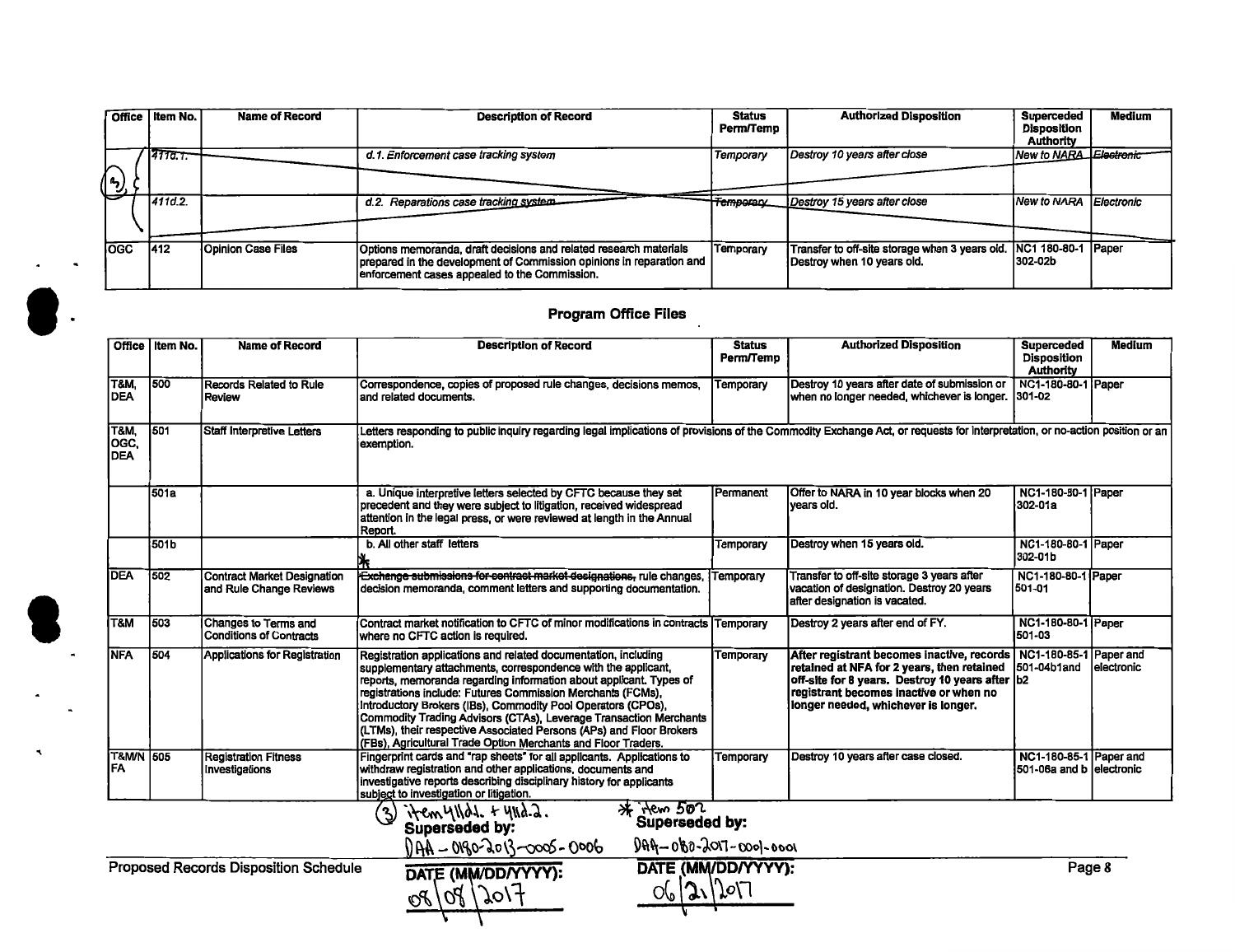| Office | Item No. | Name of Record | Description of Record | Status Perm/Temp | Authorized Disposition | Superceded Disposition Authority | Medium |
|---|---|---|---|---|---|---|---|
| (3) | 411d.1. | | d.1. Enforcement case tracking system | Temporary | Destroy 10 years after close | New to NARA | Electronic |
| | 411d.2. | | d.2. Reparations case tracking system | Temporary | Destroy 15 years after close | New to NARA | Electronic |
| OGC | 412 | Opinion Case Files | Options memoranda, draft decisions and related research materials prepared in the development of Commission opinions in reparation and enforcement cases appealed to the Commission. | Temporary | Transfer to off-site storage when 3 years old. Destroy when 10 years old. | NC1 180-80-1 302-02b | Paper |

## Program Office Files

| Office | Item No. | Name of Record | Description of Record | Status Perm/Temp | Authorized Disposition | Superceded Disposition Authority | Medium |
|---|---|---|---|---|---|---|---|
| T&M, DEA | 500 | Records Related to Rule Review | Correspondence, copies of proposed rule changes, decisions memos, and related documents. | Temporary | Destroy 10 years after date of submission or when no longer needed, whichever is longer. | NC1-180-80-1 301-02 | Paper |
| T&M, OGC, DEA | 501 | Staff Interpretive Letters | Letters responding to public inquiry regarding legal implications of provisions of the Commodity Exchange Act, or requests for interpretation, or no-action position or an exemption. | | | | |
| | 501a | | a. Unique interpretive letters selected by CFTC because they set precedent and they were subject to litigation, received widespread attention in the legal press, or were reviewed at length in the Annual Report. | Permanent | Offer to NARA in 10 year blocks when 20 years old. | NC1-180-80-1 302-01a | Paper |
| | 501b | | b. All other staff letters * | Temporary | Destroy when 15 years old. | NC1-180-80-1 302-01b | Paper |
| DEA | 502 | Contract Market Designation and Rule Change Reviews | ~~Exchange submissions for contract market designations,~~ rule changes, decision memoranda, comment letters and supporting documentation. | Temporary | Transfer to off-site storage 3 years after vacation of designation. Destroy 20 years after designation is vacated. | NC1-180-80-1 501-01 | Paper |
| T&M | 503 | Changes to Terms and Conditions of Contracts | Contract market notification to CFTC of minor modifications in contracts where no CFTC action is required. | Temporary | Destroy 2 years after end of FY. | NC1-180-80-1 501-03 | Paper |
| NFA | 504 | Applications for Registration | Registration applications and related documentation, including supplementary attachments, correspondence with the applicant, reports, memoranda regarding information about applicant. Types of registrations include: Futures Commission Merchants (FCMs), Introductory Brokers (IBs), Commodity Pool Operators (CPOs), Commodity Trading Advisors (CTAs), Leverage Transaction Merchants (LTMs), their respective Associated Persons (APs) and Floor Brokers (FBs), Agricultural Trade Option Merchants and Floor Traders. | Temporary | **After registrant becomes inactive, records retained at NFA for 2 years, then retained off-site for 8 years. Destroy 10 years after registrant becomes inactive or when no longer needed, whichever is longer.** | NC1-180-85-1 501-04b1and b2 | Paper and electronic |
| T&M/NFA | 505 | Registration Fitness Investigations | Fingerprint cards and "rap sheets" for all applicants. Applications to withdraw registration and other applications, documents and investigative reports describing disciplinary history for applicants subject to investigation or litigation. | Temporary | Destroy 10 years after case closed. | NC1-180-85-1 501-06a and b | Paper and electronic |

(3) item 411d.1. + 411d.2.
**Superseded by:** DAA-0180-2013-0005-0006
**DATE (MM/DD/YYYY):** 08/08/2017

* item 502
**Superseded by:** DAA-0180-2017-0001-0001
**DATE (MM/DD/YYYY):** 06/21/2017

Proposed Records Disposition Schedule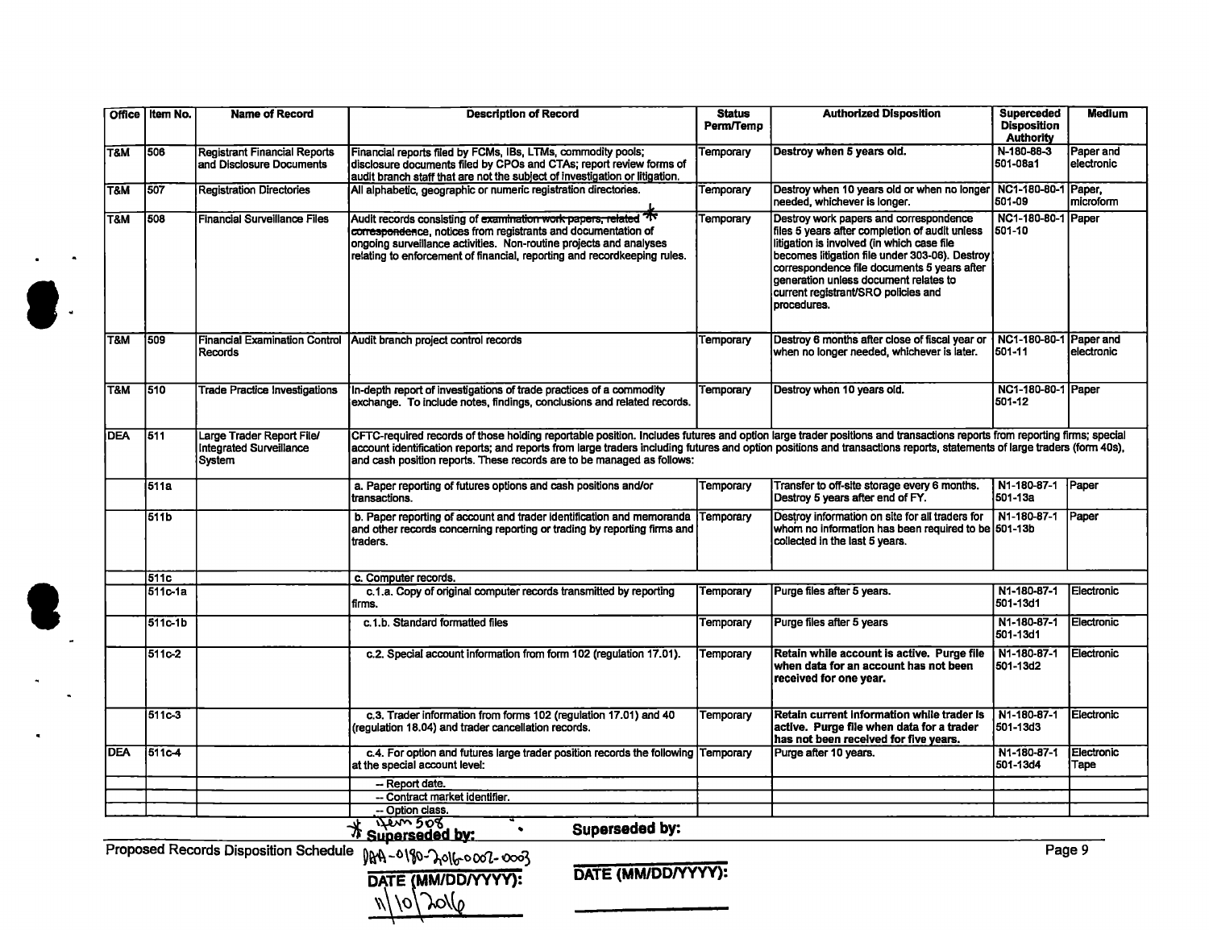| Office | Item No. | Name of Record | Description of Record | Status Perm/Temp | Authorized Disposition | Superceded Disposition Authority | Medium |
|---|---|---|---|---|---|---|---|
| T&M | 506 | Registrant Financial Reports and Disclosure Documents | Financial reports filed by FCMs, IBs, LTMs, commodity pools; disclosure documents filed by CPOs and CTAs; report review forms of audit branch staff that are not the subject of investigation or litigation. | Temporary | Destroy when 5 years old. | N-180-88-3 501-08a1 | Paper and electronic |
| T&M | 507 | Registration Directories | All alphabetic, geographic or numeric registration directories. | Temporary | Destroy when 10 years old or when no longer needed, whichever is longer. | NC1-180-80-1 501-09 | Paper, microform |
| T&M | 508 | Financial Surveillance Files | Audit records consisting of ~~examination work papers, related correspondence~~ *, notices from registrants and documentation of ongoing surveillance activities. Non-routine projects and analyses relating to enforcement of financial, reporting and recordkeeping rules. | Temporary | Destroy work papers and correspondence files 5 years after completion of audit unless litigation is involved (in which case file becomes litigation file under 303-06). Destroy correspondence file documents 5 years after generation unless document relates to current registrant/SRO policies and procedures. | NC1-180-80-1 501-10 | Paper |
| T&M | 509 | Financial Examination Control Records | Audit branch project control records | Temporary | Destroy 6 months after close of fiscal year or when no longer needed, whichever is later. | NC1-180-80-1 501-11 | Paper and electronic |
| T&M | 510 | Trade Practice Investigations | In-depth report of investigations of trade practices of a commodity exchange. To include notes, findings, conclusions and related records. | Temporary | Destroy when 10 years old. | NC1-180-80-1 501-12 | Paper |
| DEA | 511 | Large Trader Report File/ Integrated Surveillance System | CFTC-required records of those holding reportable position. Includes futures and option large trader positions and transactions reports from reporting firms; special account identification reports; and reports from large traders including futures and option positions and transactions reports, statements of large traders (form 40s), and cash position reports. These records are to be managed as follows: | | | | |
| | 511a | | a. Paper reporting of futures options and cash positions and/or transactions. | Temporary | Transfer to off-site storage every 6 months. Destroy 5 years after end of FY. | N1-180-87-1 501-13a | Paper |
| | 511b | | b. Paper reporting of account and trader identification and memoranda and other records concerning reporting or trading by reporting firms and traders. | Temporary | Destroy information on site for all traders for whom no information has been required to be collected in the last 5 years. | N1-180-87-1 501-13b | Paper |
| | 511c | | c. Computer records. | | | | |
| | 511c-1a | | c.1.a. Copy of original computer records transmitted by reporting firms. | Temporary | Purge files after 5 years. | N1-180-87-1 501-13d1 | Electronic |
| | 511c-1b | | c.1.b. Standard formatted files | Temporary | Purge files after 5 years | N1-180-87-1 501-13d1 | Electronic |
| | 511c-2 | | c.2. Special account information from form 102 (regulation 17.01). | Temporary | **Retain while account is active. Purge file when data for an account has not been received for one year.** | N1-180-87-1 501-13d2 | Electronic |
| | 511c-3 | | c.3. Trader information from forms 102 (regulation 17.01) and 40 (regulation 18.04) and trader cancellation records. | Temporary | **Retain current information while trader is active. Purge file when data for a trader has not been received for five years.** | N1-180-87-1 501-13d3 | Electronic |
| DEA | 511c-4 | | c.4. For option and futures large trader position records the following at the special account level: | Temporary | Purge after 10 years. | N1-180-87-1 501-13d4 | Electronic Tape |
| | | | -- Report date. | | | | |
| | | | -- Contract market identifier. | | | | |
| | | | -- Option class. | | | | |

\* Item 508 **Superseded by:** DAA-0180-2016-0002-0003

**DATE (MM/DD/YYYY):** 11/10/2016

**Superseded by:**

**DATE (MM/DD/YYYY):**

Proposed Records Disposition Schedule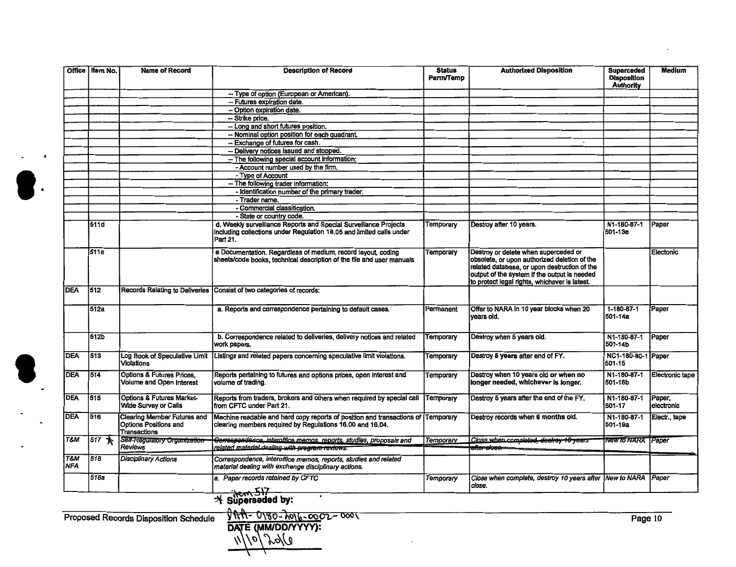| Office | Item No. | Name of Record | Description of Record | Status Perm/Temp | Authorized Disposition | Superceded Disposition Authority | Medium |
|---|---|---|---|---|---|---|---|
| | | | -- Type of option (European or American). | | | | |
| | | | -- Futures expiration date. | | | | |
| | | | -- Option expiration date. | | | | |
| | | | -- Strike price. | | | | |
| | | | -- Long and short futures position. | | | | |
| | | | -- Nominal option position for each quadrant. | | | | |
| | | | -- Exchange of futures for cash. | | | | |
| | | | -- Delivery notices issued and stopped. | | | | |
| | | | -- The following special account information: | | | | |
| | | | - Account number used by the firm. | | | | |
| | | | - Type of Account | | | | |
| | | | -- The following trader information: | | | | |
| | | | - Identification number of the primary trader. | | | | |
| | | | - Trader name. | | | | |
| | | | - Commercial classification. | | | | |
| | | | - State or country code. | | | | |
| | 511d | | d. Weekly surveillance Reports and Special Surveillance Projects including collections under Regulation 18.05 and limited calls under Part 21. | Temporary | Destroy after 10 years. | N1-180-87-1 501-13e | Paper |
| | 511e | | e Documentation. Regardless of medium, record layout, coding sheets/code books, technical description of the file and user manuals | Temporary | Destroy or delete when superceded or obsolete, or upon authorized deletion of the related database, or upon destruction of the output of the system if the output is needed to protect legal rights, whichever is latest. | | Electonic |
| DEA | 512 | Records Relating to Deliveries | Consist of two categories of records: | | | | |
| | 512a | | a. Reports and correspondence pertaining to default cases. | Permanent | Offer to NARA in 10 year blocks when 20 years old. | 1-180-87-1 501-14a | Paper |
| | 512b | | b. Correspondence related to deliveries, delivery notices and related work papers. | Temporary | Destroy when 5 years old. | N1-180-87-1 501-14b | Paper |
| DEA | 513 | Log Book of Speculative Limit Violations | Listings and related papers concerning speculative limit violations. | Temporary | Destroy 5 years after end of FY. | NC1-180-80-1 501-15 | Paper |
| DEA | 514 | Options & Futures Prices, Volume and Open Interest | Reports pertaining to futures and options prices, open interest and volume of trading. | Temporary | Destroy when 10 years old or when no longer needed, whichever is longer. | N1-180-87-1 501-16b | Electronic tape |
| DEA | 515 | Options & Futures Market-Wide Survey or Calls | Reports from traders, brokers and others when required by special call from CFTC under Part 21. | Temporary | Destroy 5 years after the end of the FY. | N1-180-87-1 501-17 | Paper, electronic |
| DEA | 516 | Clearing Member Futures and Options Positions and Transactions | Machine readable and hard copy reports of position and transactions of clearing members required by Regulations 16.00 and 16.04. | Temporary | Destroy records when 6 months old. | N1-180-87-1 501-19a | Electr., tape |
| *T&M* | *517* * | ~~*Self-Regulatory Organization Reviews*~~ | ~~*Correspondence, interoffice memos, reports, studies, proposals and related material dealing with program reviews.*~~ | ~~*Temporary*~~ | ~~*Close when completed, destroy 10 years after close.*~~ | ~~*New to NARA*~~ | *Paper* |
| *T&M NFA* | *518* | *Disciplinary Actions* | *Correspondence, interoffice memos, reports, studies and related material dealing with exchange disciplinary actions.* | | | | |
| | *518a* | | *a. Paper records retained by CFTC* | *Temporary* | *Close when complete, destroy 10 years after close.* | *New to NARA* | *Paper* |

item 517
* Superseded by: DAA-0180-2016-0002-0001
DATE (MM/DD/YYYY): 11/10/2016

Proposed Records Disposition Schedule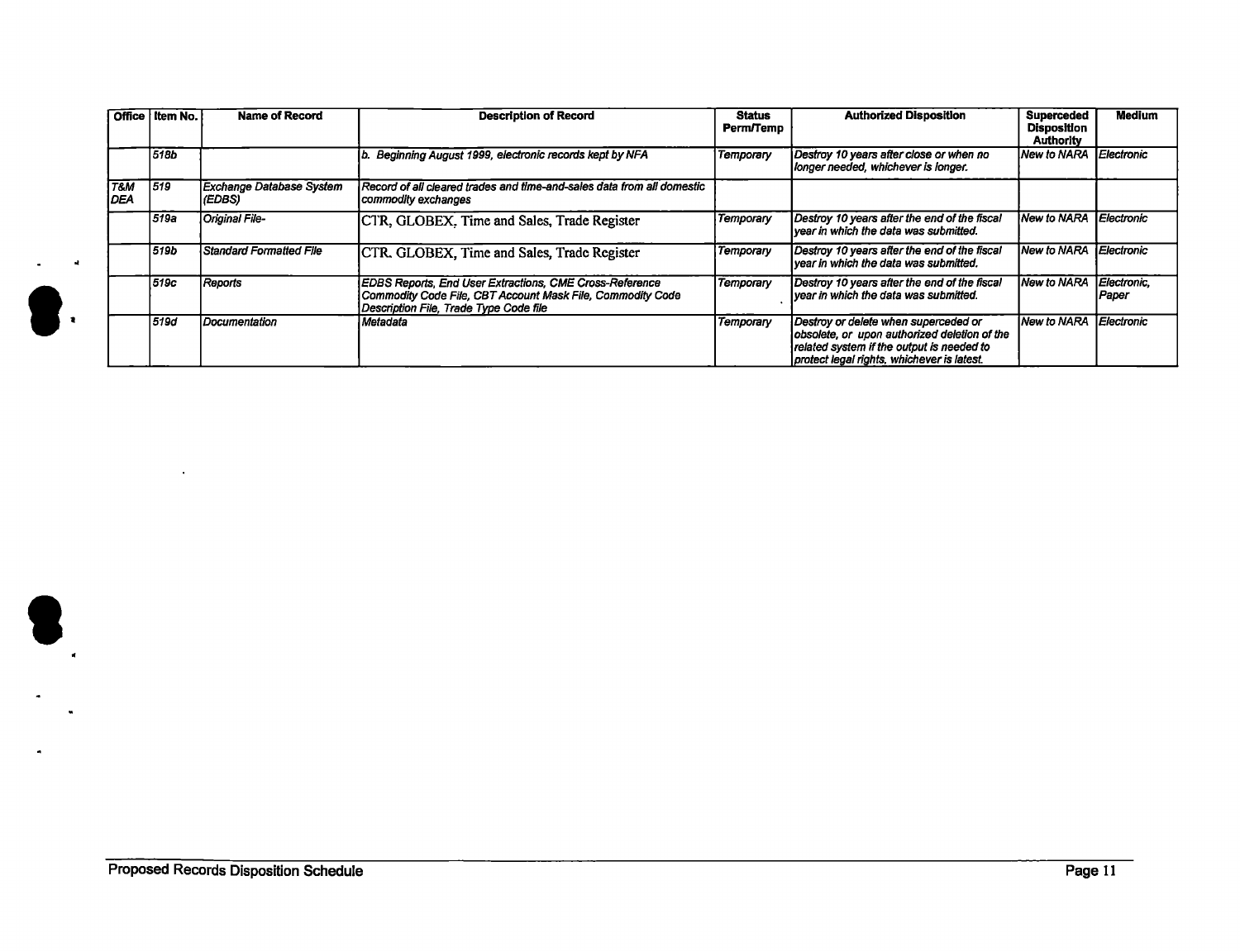| Office | Item No. | Name of Record | Description of Record | Status Perm/Temp | Authorized Disposition | Superceded Disposition Authority | Medium |
|---|---|---|---|---|---|---|---|
| | 518b | | b. Beginning August 1999, electronic records kept by NFA | Temporary | Destroy 10 years after close or when no longer needed, whichever is longer. | New to NARA | Electronic |
| T&M DEA | 519 | Exchange Database System (EDBS) | Record of all cleared trades and time-and-sales data from all domestic commodity exchanges | | | | |
| | 519a | Original File- | CTR, GLOBEX, Time and Sales, Trade Register | Temporary | Destroy 10 years after the end of the fiscal year in which the data was submitted. | New to NARA | Electronic |
| | 519b | Standard Formatted File | CTR. GLOBEX, Time and Sales, Trade Register | Temporary | Destroy 10 years after the end of the fiscal year in which the data was submitted. | New to NARA | Electronic |
| | 519c | Reports | EDBS Reports, End User Extractions, CME Cross-Reference Commodity Code File, CBT Account Mask File, Commodity Code Description File, Trade Type Code file | Temporary | Destroy 10 years after the end of the fiscal year in which the data was submitted. | New to NARA | Electronic, Paper |
| | 519d | Documentation | Metadata | Temporary | Destroy or delete when superceded or obsolete, or upon authorized deletion of the related system if the output is needed to protect legal rights, whichever is latest. | New to NARA | Electronic |

Proposed Records Disposition Schedule